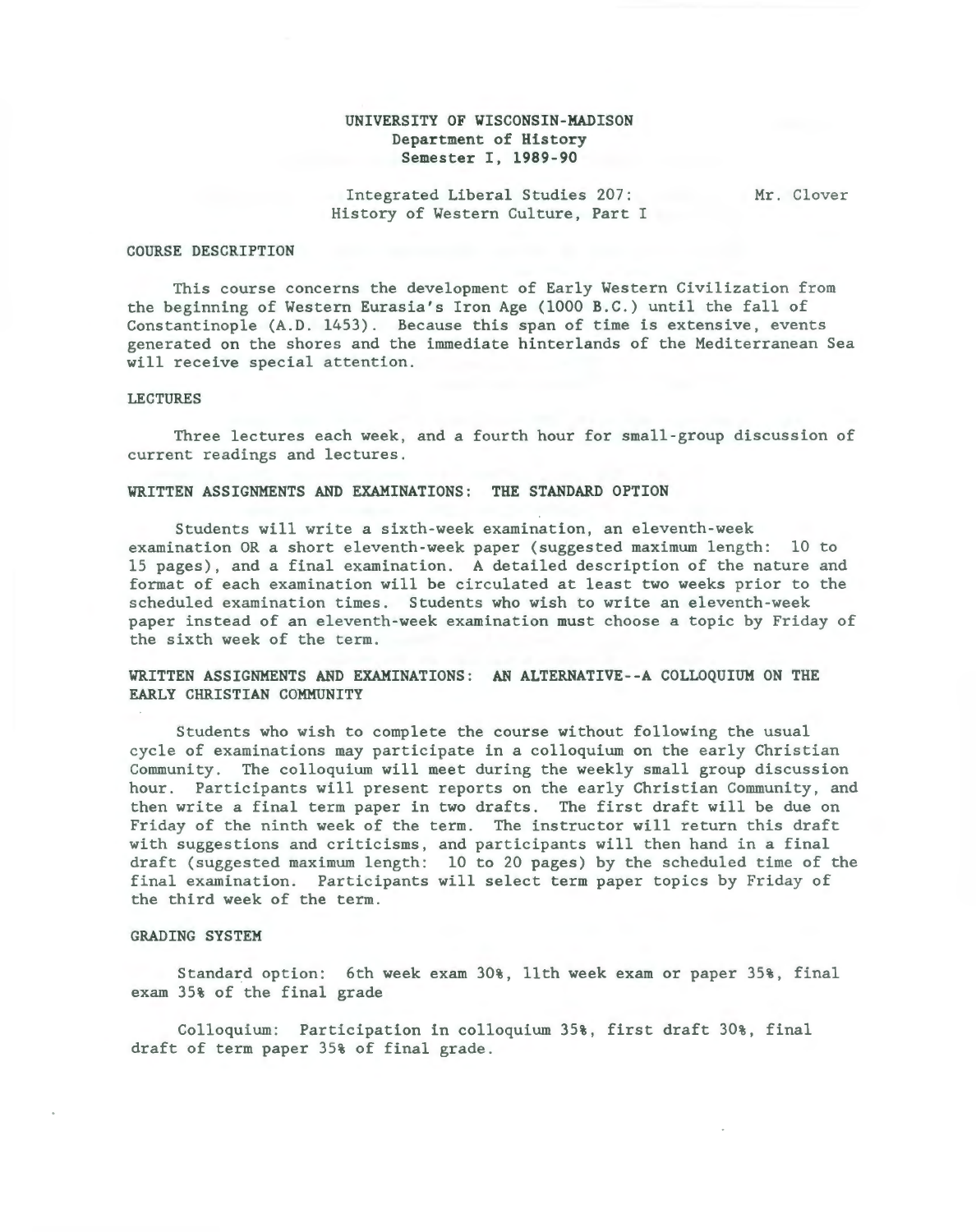# UNIVERSITY OF WISCONSIN-MADISON
## Department of History
## Semester I, 1989-90

Integrated Liberal Studies 207: History of Western Culture, Part I

Mr. Clover

### COURSE DESCRIPTION

This course concerns the development of Early Western Civilization from the beginning of Western Eurasia's Iron Age (1000 B.C.) until the fall of Constantinople (A.D. 1453). Because this span of time is extensive, events generated on the shores and the immediate hinterlands of the Mediterranean Sea will receive special attention.

### LECTURES

Three lectures each week, and a fourth hour for small-group discussion of current readings and lectures.

### WRITTEN ASSIGNMENTS AND EXAMINATIONS: THE STANDARD OPTION

Students will write a sixth-week examination, an eleventh-week examination OR a short eleventh-week paper (suggested maximum length: 10 to 15 pages), and a final examination. A detailed description of the nature and format of each examination will be circulated at least two weeks prior to the scheduled examination times. Students who wish to write an eleventh-week paper instead of an eleventh-week examination must choose a topic by Friday of the sixth week of the term.

### WRITTEN ASSIGNMENTS AND EXAMINATIONS: AN ALTERNATIVE--A COLLOQUIUM ON THE EARLY CHRISTIAN COMMUNITY

Students who wish to complete the course without following the usual cycle of examinations may participate in a colloquium on the early Christian Community. The colloquium will meet during the weekly small group discussion hour. Participants will present reports on the early Christian Community, and then write a final term paper in two drafts. The first draft will be due on Friday of the ninth week of the term. The instructor will return this draft with suggestions and criticisms, and participants will then hand in a final draft (suggested maximum length: 10 to 20 pages) by the scheduled time of the final examination. Participants will select term paper topics by Friday of the third week of the term.

### GRADING SYSTEM

Standard option: 6th week exam 30%, 11th week exam or paper 35%, final exam 35% of the final grade

Colloquium: Participation in colloquium 35%, first draft 30%, final draft of term paper 35% of final grade.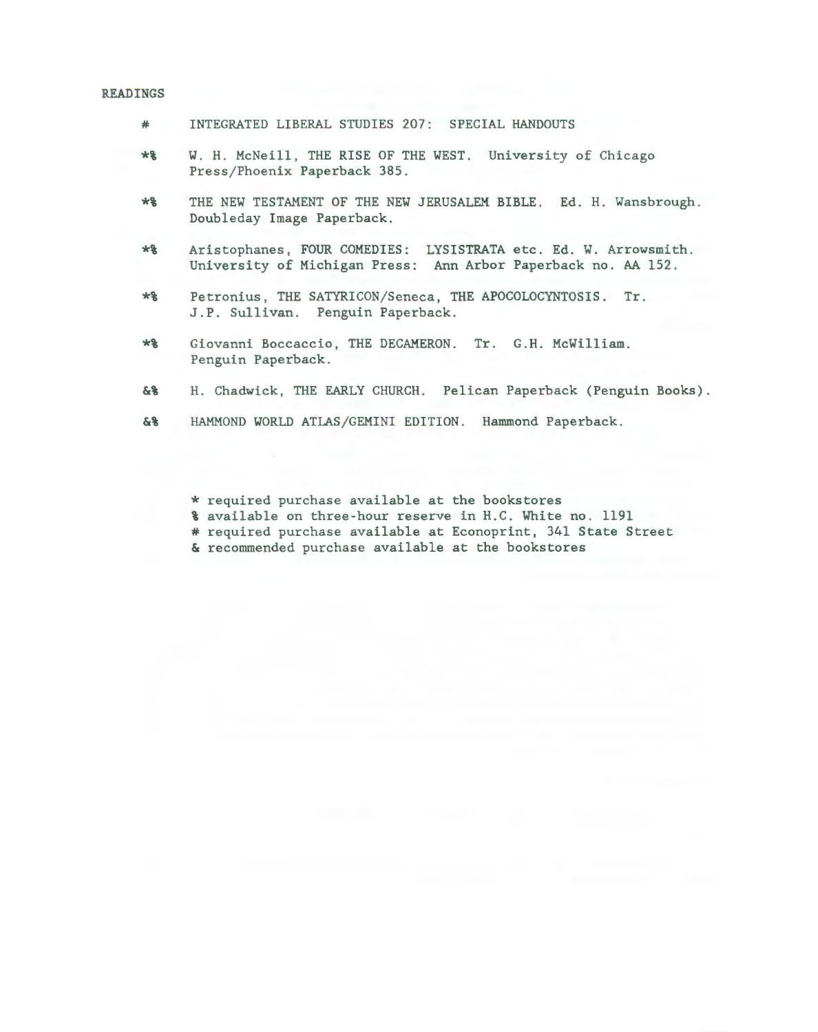READINGS

- \# INTEGRATED LIBERAL STUDIES 207: SPECIAL HANDOUTS
- *% W. H. McNeill, THE RISE OF THE WEST. University of Chicago Press/Phoenix Paperback 385.
- *% THE NEW TESTAMENT OF THE NEW JERUSALEM BIBLE. Ed. H. Wansbrough. Doubleday Image Paperback.
- *% Aristophanes, FOUR COMEDIES: LYSISTRATA etc. Ed. W. Arrowsmith. University of Michigan Press: Ann Arbor Paperback no. AA 152.
- *% Petronius, THE SATYRICON/Seneca, THE APOCOLOCYNTOSIS. Tr. J.P. Sullivan. Penguin Paperback.
- *% Giovanni Boccaccio, THE DECAMERON. Tr. G.H. McWilliam. Penguin Paperback.
- &% H. Chadwick, THE EARLY CHURCH. Pelican Paperback (Penguin Books).
- &% HAMMOND WORLD ATLAS/GEMINI EDITION. Hammond Paperback.

\* required purchase available at the bookstores
% available on three-hour reserve in H.C. White no. 1191
\# required purchase available at Econoprint, 341 State Street
& recommended purchase available at the bookstores